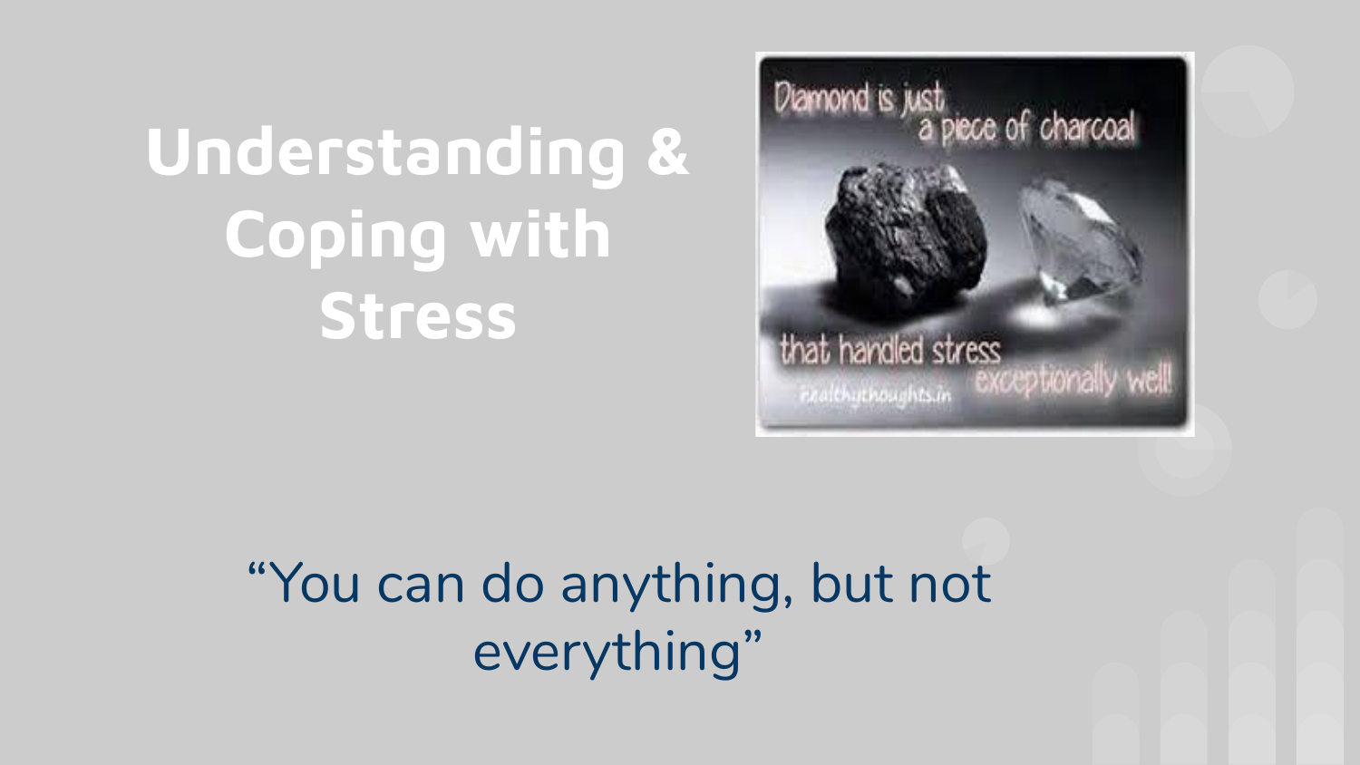# Understanding & Coping with Stress

Diamond is just a piece of charcoal that handled stress exceptionally well!

healthythoughts.in

"You can do anything, but not everything"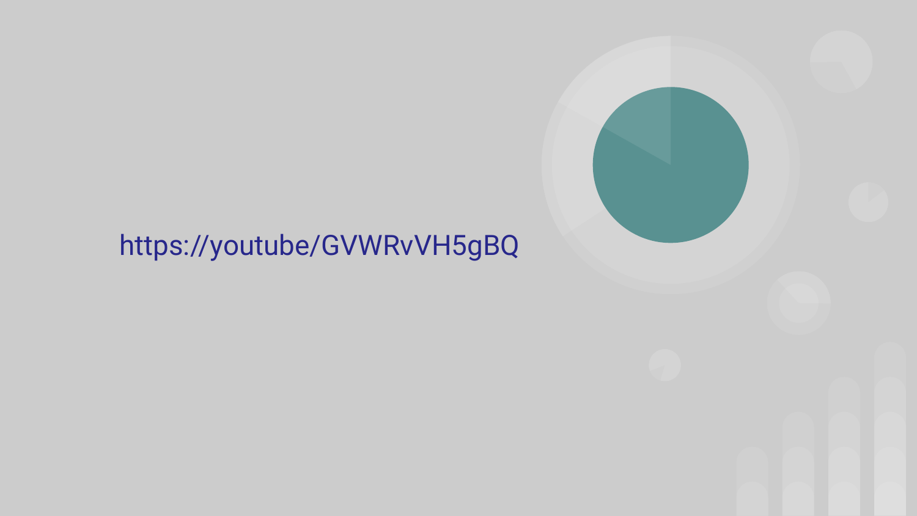https://youtube/GVWRvVH5gBQ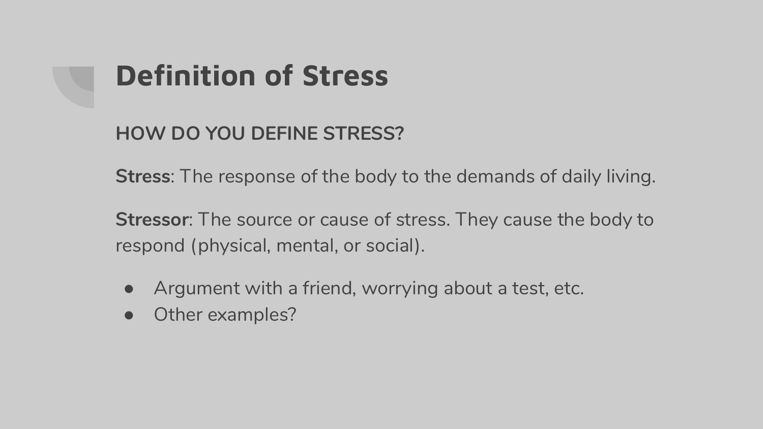# Definition of Stress

**HOW DO YOU DEFINE STRESS?**

**Stress**: The response of the body to the demands of daily living.

**Stressor**: The source or cause of stress. They cause the body to respond (physical, mental, or social).

- Argument with a friend, worrying about a test, etc.
- Other examples?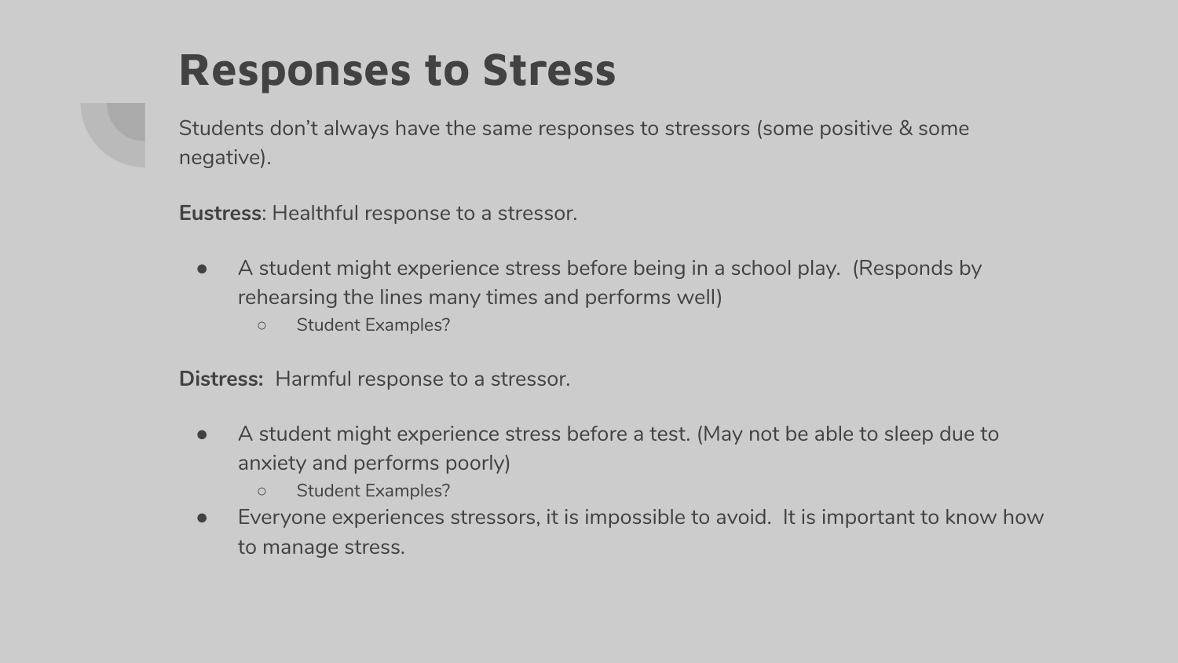# Responses to Stress

Students don't always have the same responses to stressors (some positive & some negative).

**Eustress**: Healthful response to a stressor.

- A student might experience stress before being in a school play. (Responds by rehearsing the lines many times and performs well)
  - Student Examples?

**Distress:** Harmful response to a stressor.

- A student might experience stress before a test. (May not be able to sleep due to anxiety and performs poorly)
  - Student Examples?
- Everyone experiences stressors, it is impossible to avoid. It is important to know how to manage stress.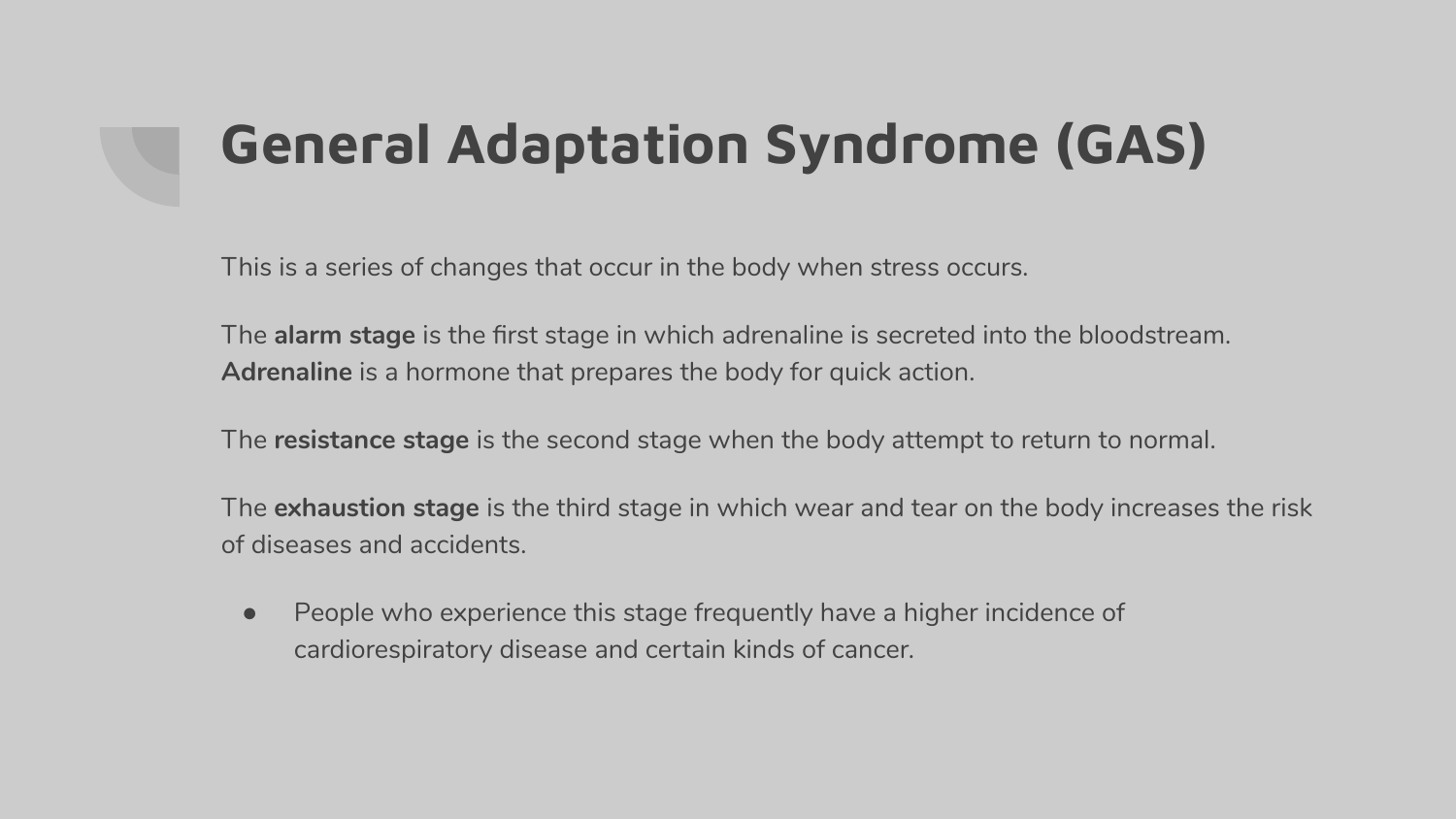# General Adaptation Syndrome (GAS)

This is a series of changes that occur in the body when stress occurs.

The **alarm stage** is the first stage in which adrenaline is secreted into the bloodstream. **Adrenaline** is a hormone that prepares the body for quick action.

The **resistance stage** is the second stage when the body attempt to return to normal.

The **exhaustion stage** is the third stage in which wear and tear on the body increases the risk of diseases and accidents.

- People who experience this stage frequently have a higher incidence of cardiorespiratory disease and certain kinds of cancer.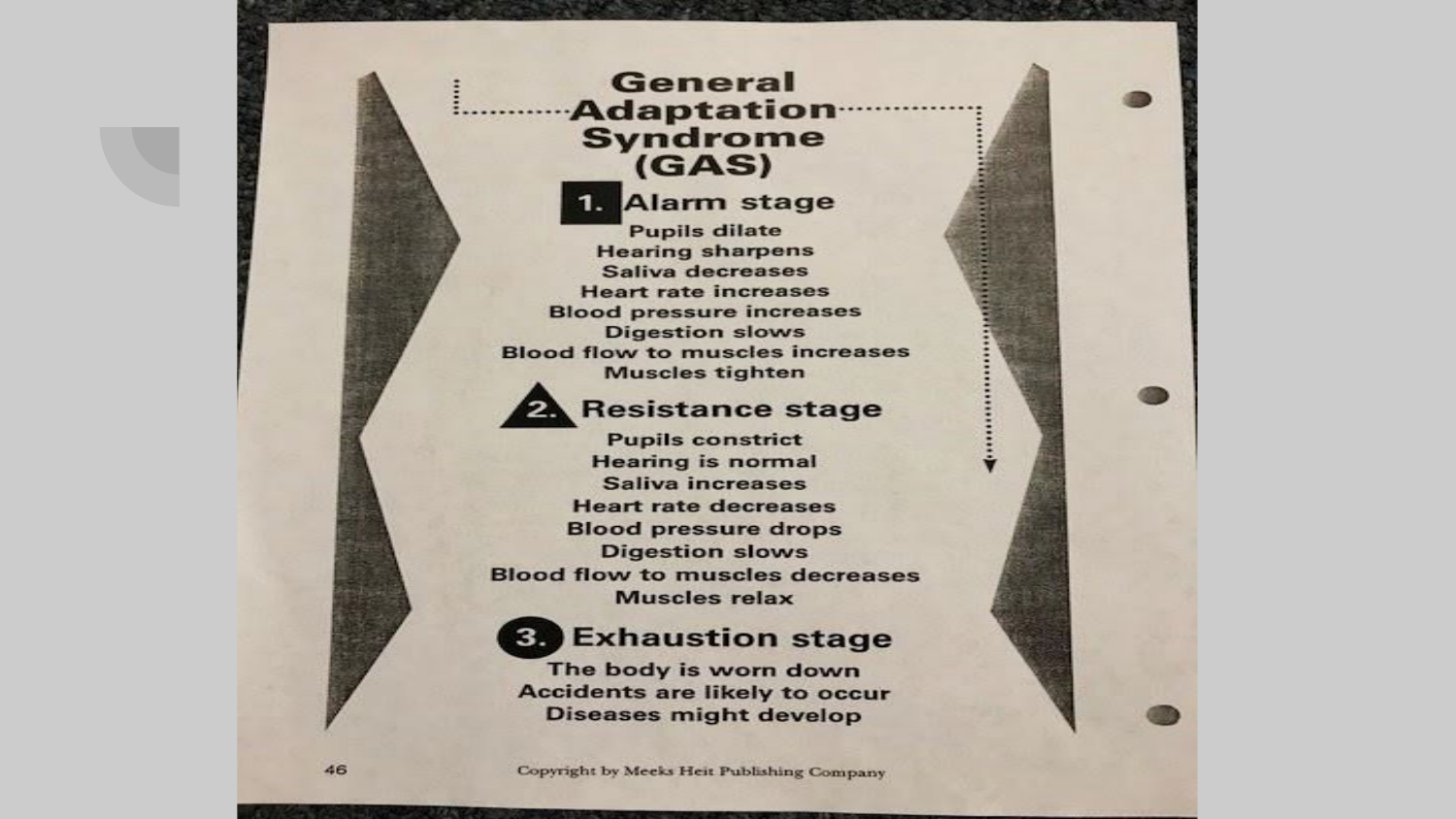# General Adaptation Syndrome (GAS)

## 1. Alarm stage

Pupils dilate
Hearing sharpens
Saliva decreases
Heart rate increases
Blood pressure increases
Digestion slows
Blood flow to muscles increases
Muscles tighten

## 2. Resistance stage

Pupils constrict
Hearing is normal
Saliva increases
Heart rate decreases
Blood pressure drops
Digestion slows
Blood flow to muscles decreases
Muscles relax

## 3. Exhaustion stage

The body is worn down
Accidents are likely to occur
Diseases might develop

Copyright by Meeks Heit Publishing Company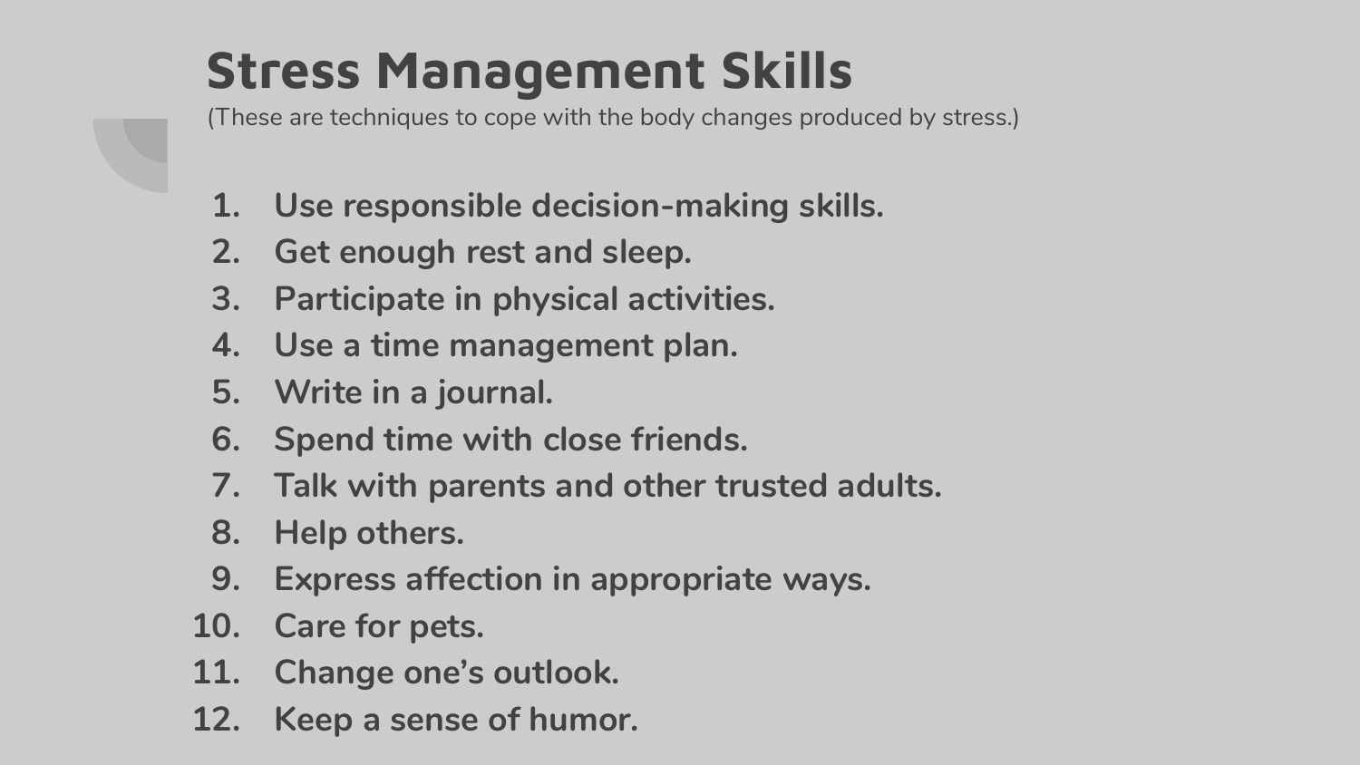# Stress Management Skills

(These are techniques to cope with the body changes produced by stress.)

1. Use responsible decision-making skills.
2. Get enough rest and sleep.
3. Participate in physical activities.
4. Use a time management plan.
5. Write in a journal.
6. Spend time with close friends.
7. Talk with parents and other trusted adults.
8. Help others.
9. Express affection in appropriate ways.
10. Care for pets.
11. Change one's outlook.
12. Keep a sense of humor.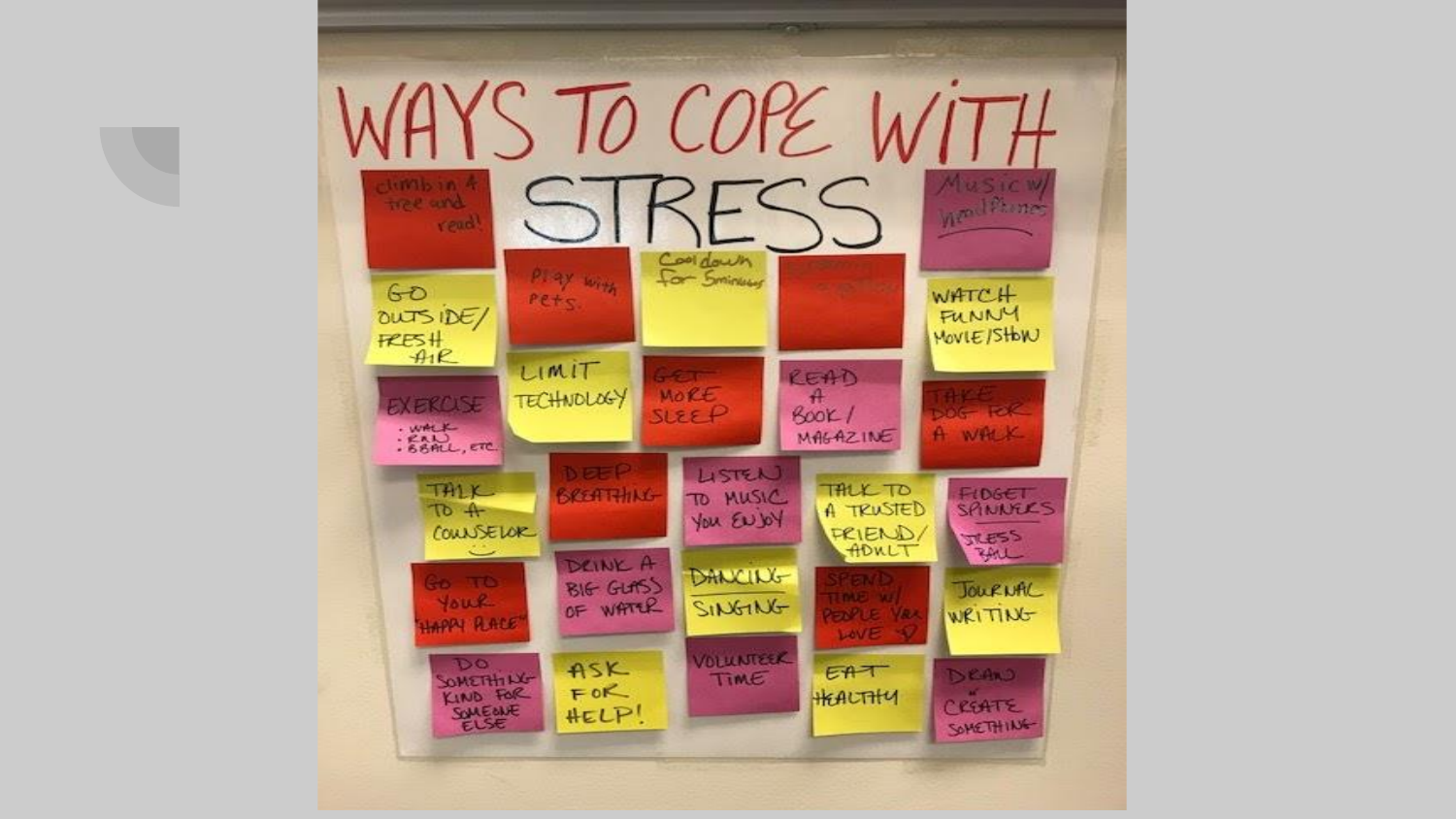# WAYS TO COPE WITH STRESS

- climb in a tree and read!
- Music w/ headphones
- Play with pets.
- Cool down for 5 minutes
- GO OUTSIDE/ FRESH AIR
- WATCH FUNNY MOVIE/SHOW
- LIMIT TECHNOLOGY
- GET MORE SLEEP
- READ A BOOK/ MAGAZINE
- TAKE DOG FOR A WALK
- EXERCISE
  - WALK
  - RUN
  - BBALL, ETC.
- TALK TO A COUNSELOR
- DEEP BREATHING
- LISTEN TO MUSIC YOU ENJOY
- TALK TO A TRUSTED FRIEND/ ADULT
- FIDGET SPINNERS / STRESS BALL
- GO TO YOUR "HAPPY PLACE"
- DRINK A BIG GLASS OF WATER
- DANCING / SINGING
- SPEND TIME W/ PEOPLE YOU LOVE
- JOURNAL WRITING
- DO SOMETHING KIND FOR SOMEONE ELSE
- ASK FOR HELP!
- VOLUNTEER TIME
- EAT HEALTHY
- DRAW or CREATE SOMETHING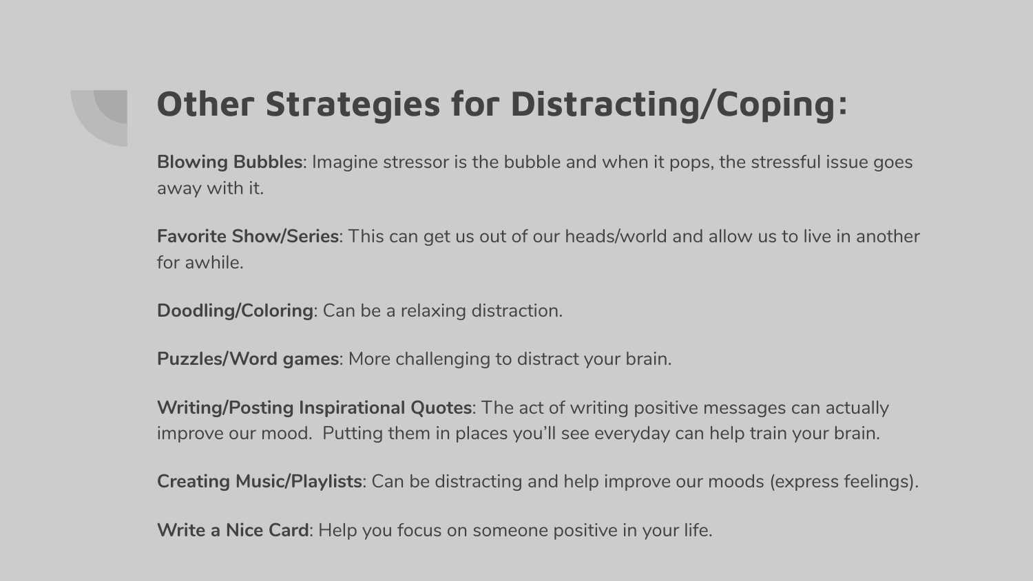# Other Strategies for Distracting/Coping:

**Blowing Bubbles**: Imagine stressor is the bubble and when it pops, the stressful issue goes away with it.

**Favorite Show/Series**: This can get us out of our heads/world and allow us to live in another for awhile.

**Doodling/Coloring**: Can be a relaxing distraction.

**Puzzles/Word games**: More challenging to distract your brain.

**Writing/Posting Inspirational Quotes**: The act of writing positive messages can actually improve our mood.  Putting them in places you'll see everyday can help train your brain.

**Creating Music/Playlists**: Can be distracting and help improve our moods (express feelings).

**Write a Nice Card**: Help you focus on someone positive in your life.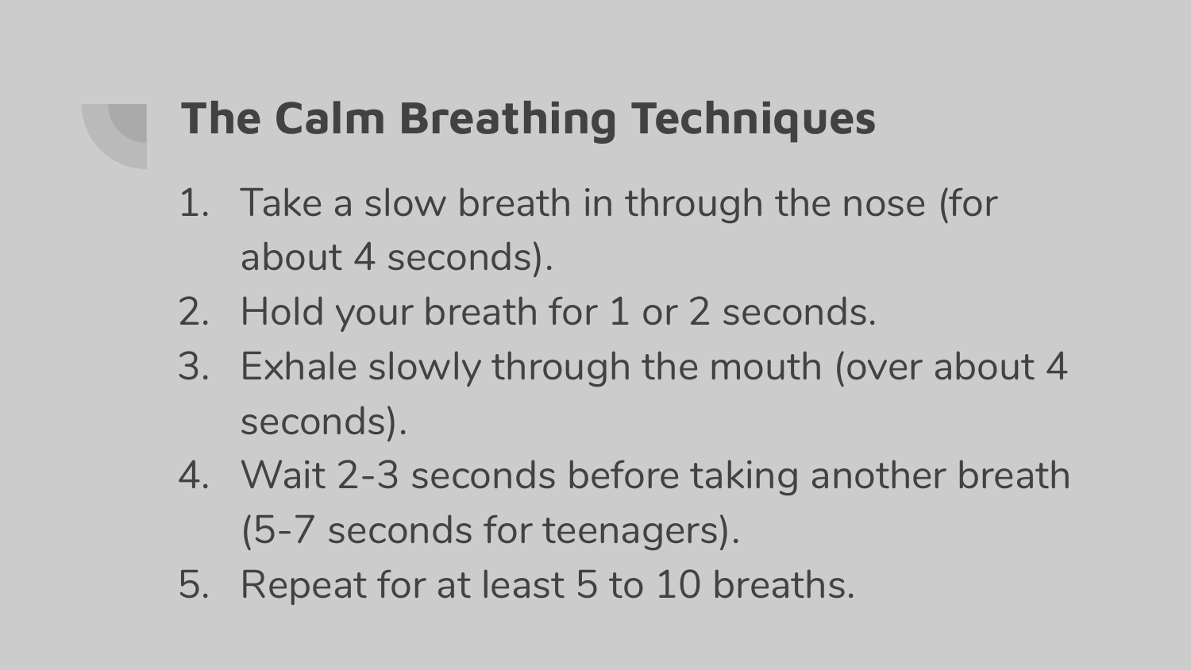## The Calm Breathing Techniques

1. Take a slow breath in through the nose (for about 4 seconds).
2. Hold your breath for 1 or 2 seconds.
3. Exhale slowly through the mouth (over about 4 seconds).
4. Wait 2-3 seconds before taking another breath (5-7 seconds for teenagers).
5. Repeat for at least 5 to 10 breaths.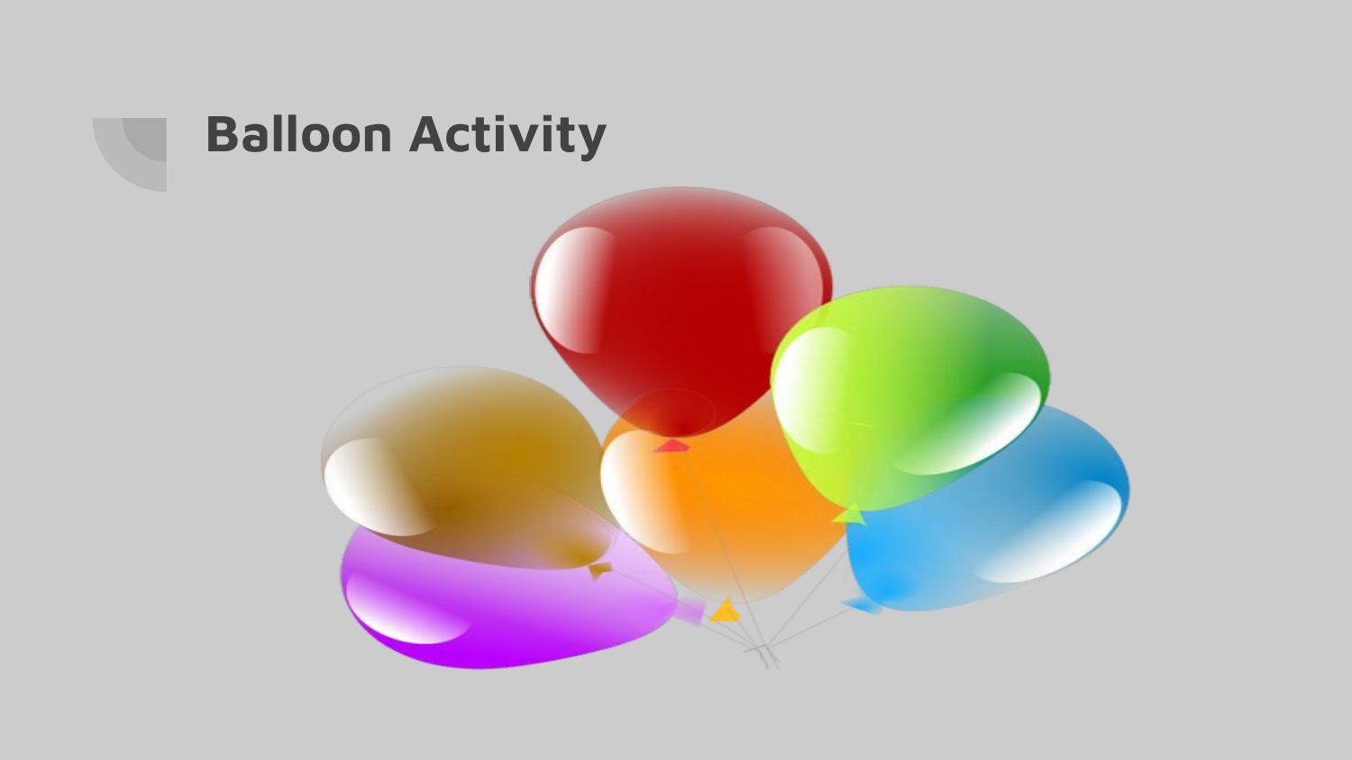# Balloon Activity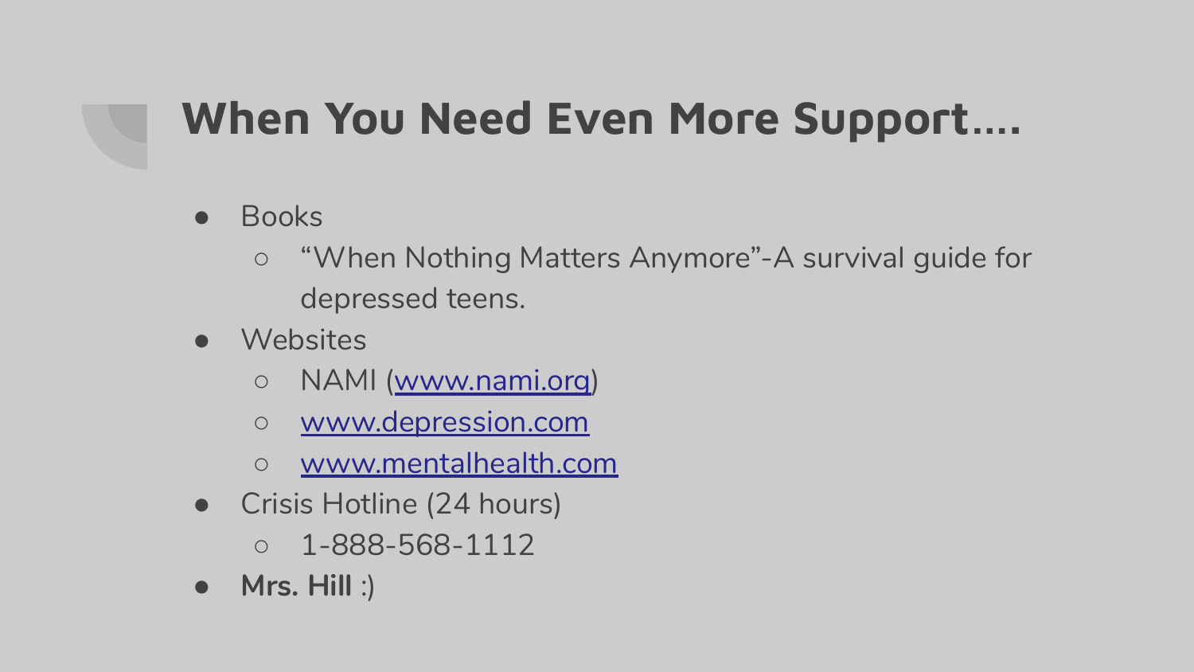# When You Need Even More Support….

- Books
  - “When Nothing Matters Anymore”-A survival guide for depressed teens.
- Websites
  - NAMI ([www.nami.org](http://www.nami.org))
  - [www.depression.com](http://www.depression.com)
  - [www.mentalhealth.com](http://www.mentalhealth.com)
- Crisis Hotline (24 hours)
  - 1-888-568-1112
- **Mrs. Hill** :)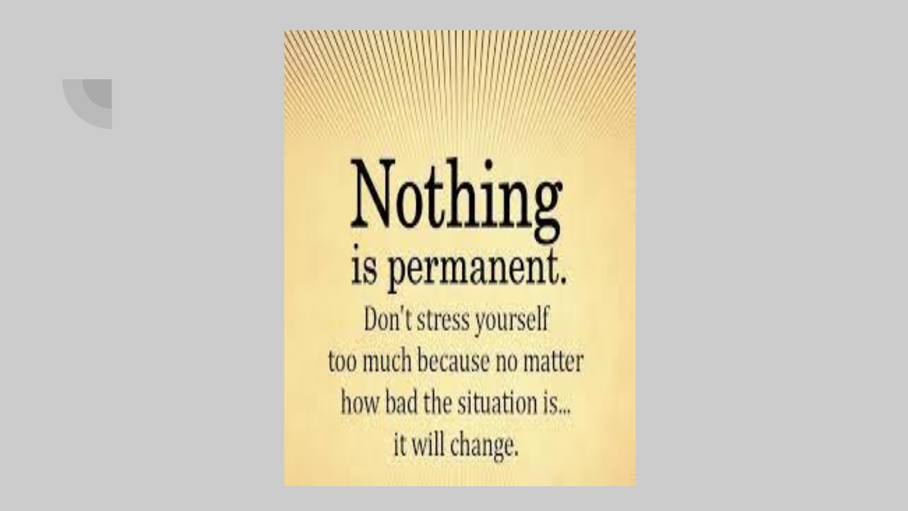Nothing

is permanent.

Don't stress yourself too much because no matter how bad the situation is... it will change.